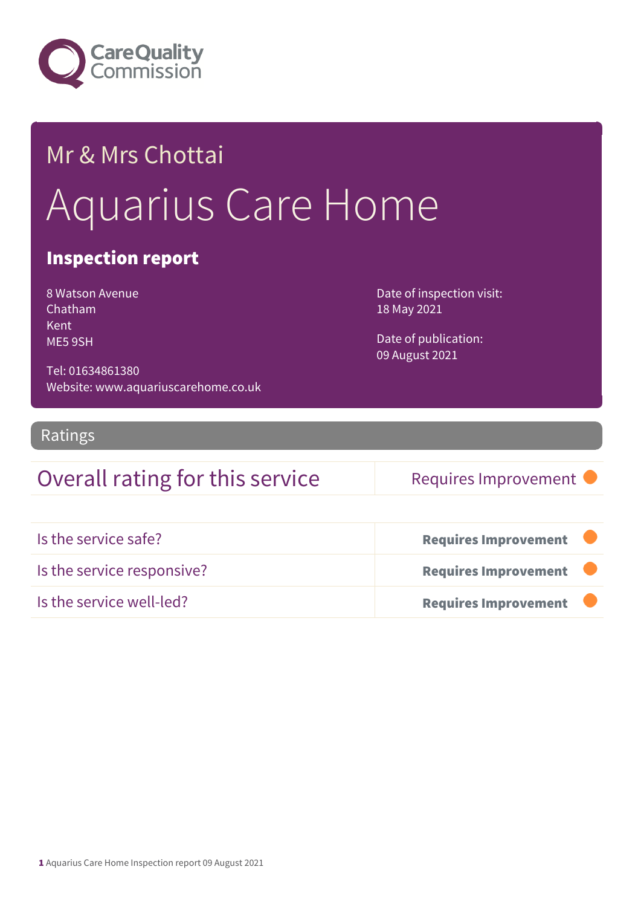Care Quality Commission

# Mr & Mrs Chottai

# Aquarius Care Home

## Inspection report

8 Watson Avenue
Chatham
Kent
ME5 9SH

Tel: 01634861380
Website: www.aquariuscarehome.co.uk

Date of inspection visit:
18 May 2021

Date of publication:
09 August 2021

## Ratings

| Overall rating for this service | Requires Improvement |
|---|---|

| Is the service safe? | **Requires Improvement** |
|---|---|
| Is the service responsive? | **Requires Improvement** |
| Is the service well-led? | **Requires Improvement** |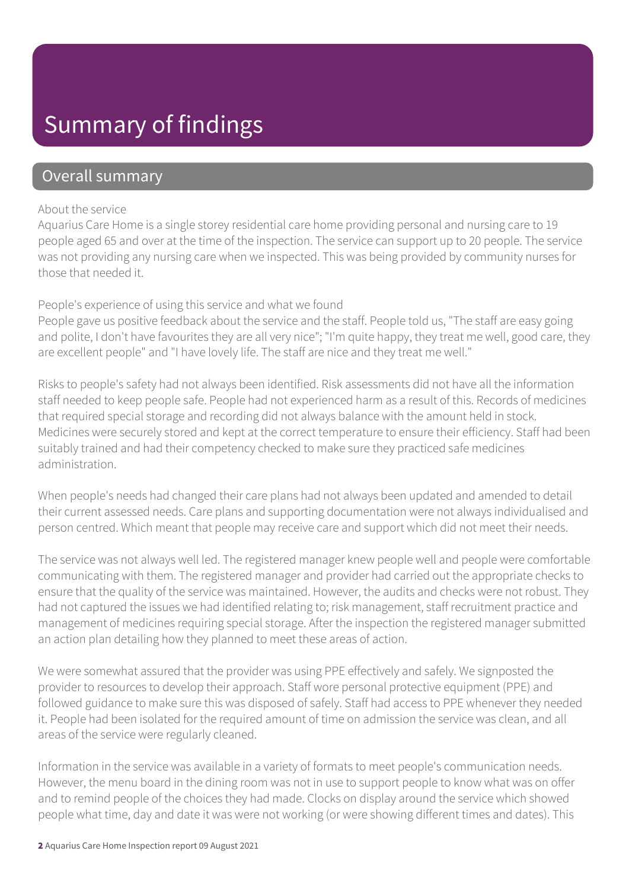# Summary of findings

## Overall summary

About the service

Aquarius Care Home is a single storey residential care home providing personal and nursing care to 19 people aged 65 and over at the time of the inspection. The service can support up to 20 people. The service was not providing any nursing care when we inspected. This was being provided by community nurses for those that needed it.

People's experience of using this service and what we found

People gave us positive feedback about the service and the staff. People told us, "The staff are easy going and polite, I don't have favourites they are all very nice"; "I'm quite happy, they treat me well, good care, they are excellent people" and "I have lovely life. The staff are nice and they treat me well."

Risks to people's safety had not always been identified. Risk assessments did not have all the information staff needed to keep people safe. People had not experienced harm as a result of this. Records of medicines that required special storage and recording did not always balance with the amount held in stock. Medicines were securely stored and kept at the correct temperature to ensure their efficiency. Staff had been suitably trained and had their competency checked to make sure they practiced safe medicines administration.

When people's needs had changed their care plans had not always been updated and amended to detail their current assessed needs. Care plans and supporting documentation were not always individualised and person centred. Which meant that people may receive care and support which did not meet their needs.

The service was not always well led. The registered manager knew people well and people were comfortable communicating with them. The registered manager and provider had carried out the appropriate checks to ensure that the quality of the service was maintained. However, the audits and checks were not robust. They had not captured the issues we had identified relating to; risk management, staff recruitment practice and management of medicines requiring special storage. After the inspection the registered manager submitted an action plan detailing how they planned to meet these areas of action.

We were somewhat assured that the provider was using PPE effectively and safely. We signposted the provider to resources to develop their approach. Staff wore personal protective equipment (PPE) and followed guidance to make sure this was disposed of safely. Staff had access to PPE whenever they needed it. People had been isolated for the required amount of time on admission the service was clean, and all areas of the service were regularly cleaned.

Information in the service was available in a variety of formats to meet people's communication needs. However, the menu board in the dining room was not in use to support people to know what was on offer and to remind people of the choices they had made. Clocks on display around the service which showed people what time, day and date it was were not working (or were showing different times and dates). This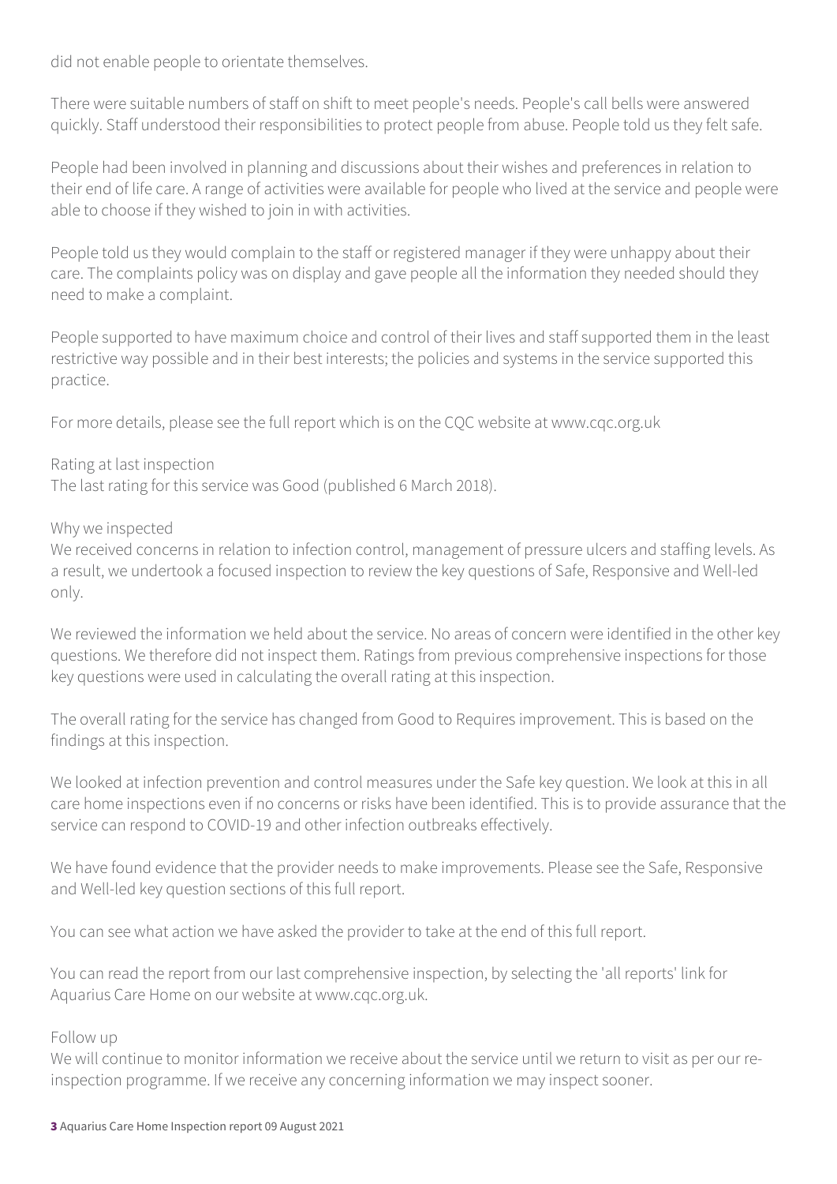did not enable people to orientate themselves.

There were suitable numbers of staff on shift to meet people's needs. People's call bells were answered quickly. Staff understood their responsibilities to protect people from abuse. People told us they felt safe.

People had been involved in planning and discussions about their wishes and preferences in relation to their end of life care. A range of activities were available for people who lived at the service and people were able to choose if they wished to join in with activities.

People told us they would complain to the staff or registered manager if they were unhappy about their care. The complaints policy was on display and gave people all the information they needed should they need to make a complaint.

People supported to have maximum choice and control of their lives and staff supported them in the least restrictive way possible and in their best interests; the policies and systems in the service supported this practice.

For more details, please see the full report which is on the CQC website at www.cqc.org.uk

Rating at last inspection
The last rating for this service was Good (published 6 March 2018).

Why we inspected
We received concerns in relation to infection control, management of pressure ulcers and staffing levels. As a result, we undertook a focused inspection to review the key questions of Safe, Responsive and Well-led only.

We reviewed the information we held about the service. No areas of concern were identified in the other key questions. We therefore did not inspect them. Ratings from previous comprehensive inspections for those key questions were used in calculating the overall rating at this inspection.

The overall rating for the service has changed from Good to Requires improvement. This is based on the findings at this inspection.

We looked at infection prevention and control measures under the Safe key question. We look at this in all care home inspections even if no concerns or risks have been identified. This is to provide assurance that the service can respond to COVID-19 and other infection outbreaks effectively.

We have found evidence that the provider needs to make improvements. Please see the Safe, Responsive and Well-led key question sections of this full report.

You can see what action we have asked the provider to take at the end of this full report.

You can read the report from our last comprehensive inspection, by selecting the 'all reports' link for Aquarius Care Home on our website at www.cqc.org.uk.

Follow up
We will continue to monitor information we receive about the service until we return to visit as per our re-inspection programme. If we receive any concerning information we may inspect sooner.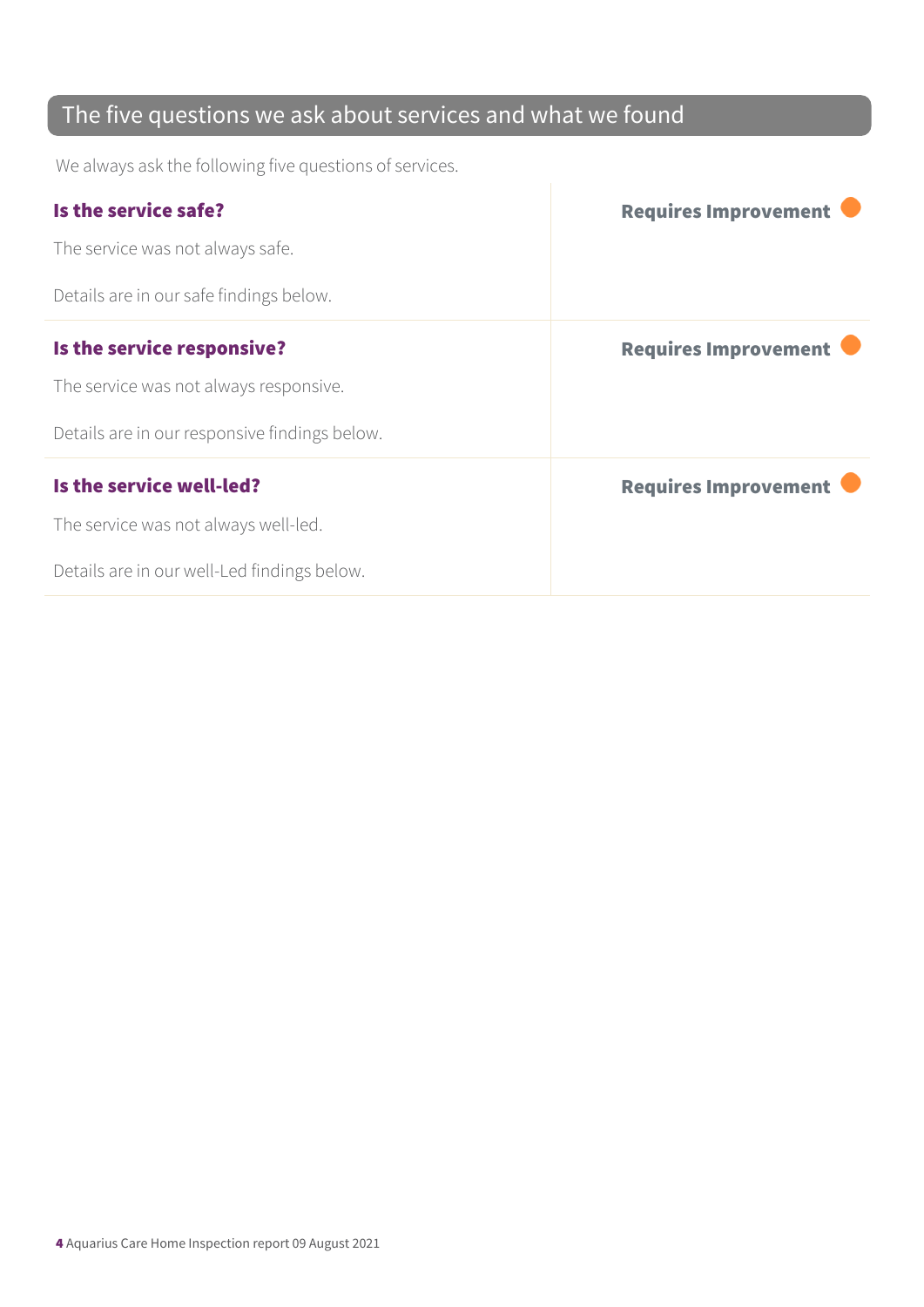## The five questions we ask about services and what we found

We always ask the following five questions of services.

| | |
|---|---|
| **Is the service safe?**<br><br>The service was not always safe.<br><br>Details are in our safe findings below. | **Requires Improvement** |
| **Is the service responsive?**<br><br>The service was not always responsive.<br><br>Details are in our responsive findings below. | **Requires Improvement** |
| **Is the service well-led?**<br><br>The service was not always well-led.<br><br>Details are in our well-Led findings below. | **Requires Improvement** |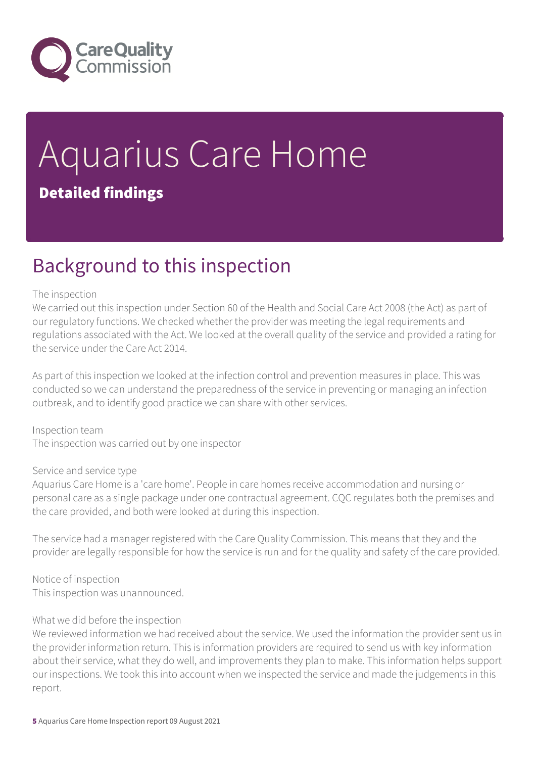# Aquarius Care Home

## Detailed findings

## Background to this inspection

The inspection
We carried out this inspection under Section 60 of the Health and Social Care Act 2008 (the Act) as part of our regulatory functions. We checked whether the provider was meeting the legal requirements and regulations associated with the Act. We looked at the overall quality of the service and provided a rating for the service under the Care Act 2014.

As part of this inspection we looked at the infection control and prevention measures in place. This was conducted so we can understand the preparedness of the service in preventing or managing an infection outbreak, and to identify good practice we can share with other services.

Inspection team
The inspection was carried out by one inspector

Service and service type
Aquarius Care Home is a 'care home'. People in care homes receive accommodation and nursing or personal care as a single package under one contractual agreement. CQC regulates both the premises and the care provided, and both were looked at during this inspection.

The service had a manager registered with the Care Quality Commission. This means that they and the provider are legally responsible for how the service is run and for the quality and safety of the care provided.

Notice of inspection
This inspection was unannounced.

What we did before the inspection
We reviewed information we had received about the service. We used the information the provider sent us in the provider information return. This is information providers are required to send us with key information about their service, what they do well, and improvements they plan to make. This information helps support our inspections. We took this into account when we inspected the service and made the judgements in this report.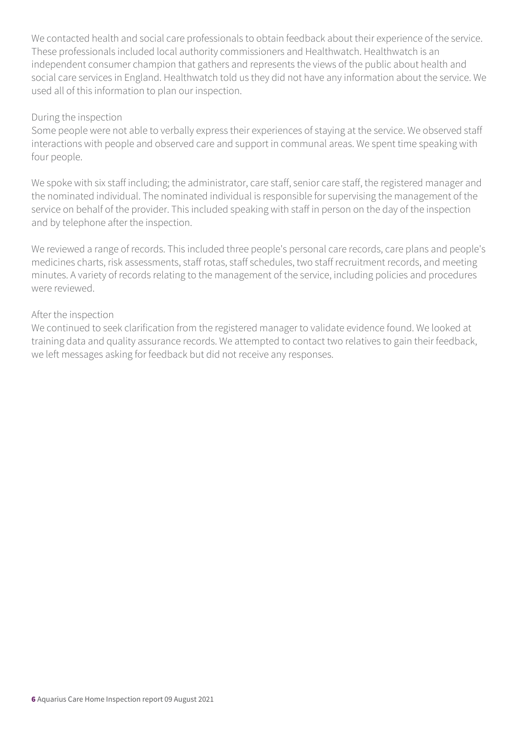We contacted health and social care professionals to obtain feedback about their experience of the service. These professionals included local authority commissioners and Healthwatch. Healthwatch is an independent consumer champion that gathers and represents the views of the public about health and social care services in England. Healthwatch told us they did not have any information about the service. We used all of this information to plan our inspection.

During the inspection

Some people were not able to verbally express their experiences of staying at the service. We observed staff interactions with people and observed care and support in communal areas. We spent time speaking with four people.

We spoke with six staff including; the administrator, care staff, senior care staff, the registered manager and the nominated individual. The nominated individual is responsible for supervising the management of the service on behalf of the provider. This included speaking with staff in person on the day of the inspection and by telephone after the inspection.

We reviewed a range of records. This included three people's personal care records, care plans and people's medicines charts, risk assessments, staff rotas, staff schedules, two staff recruitment records, and meeting minutes. A variety of records relating to the management of the service, including policies and procedures were reviewed.

After the inspection

We continued to seek clarification from the registered manager to validate evidence found. We looked at training data and quality assurance records. We attempted to contact two relatives to gain their feedback, we left messages asking for feedback but did not receive any responses.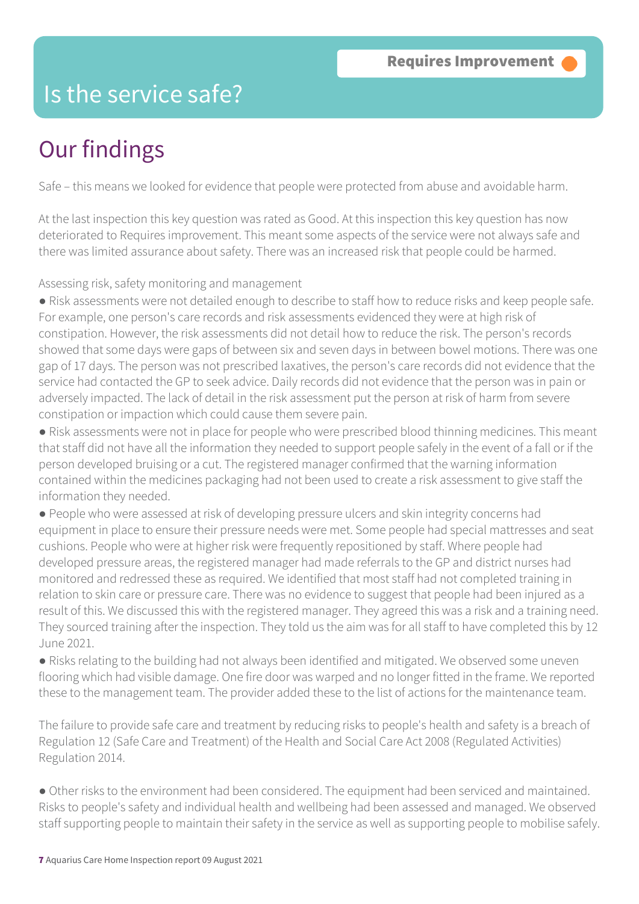# Is the service safe?

**Requires Improvement**

## Our findings

Safe – this means we looked for evidence that people were protected from abuse and avoidable harm.

At the last inspection this key question was rated as Good. At this inspection this key question has now deteriorated to Requires improvement. This meant some aspects of the service were not always safe and there was limited assurance about safety. There was an increased risk that people could be harmed.

Assessing risk, safety monitoring and management

- Risk assessments were not detailed enough to describe to staff how to reduce risks and keep people safe. For example, one person's care records and risk assessments evidenced they were at high risk of constipation. However, the risk assessments did not detail how to reduce the risk. The person's records showed that some days were gaps of between six and seven days in between bowel motions. There was one gap of 17 days. The person was not prescribed laxatives, the person's care records did not evidence that the service had contacted the GP to seek advice. Daily records did not evidence that the person was in pain or adversely impacted. The lack of detail in the risk assessment put the person at risk of harm from severe constipation or impaction which could cause them severe pain.
- Risk assessments were not in place for people who were prescribed blood thinning medicines. This meant that staff did not have all the information they needed to support people safely in the event of a fall or if the person developed bruising or a cut. The registered manager confirmed that the warning information contained within the medicines packaging had not been used to create a risk assessment to give staff the information they needed.
- People who were assessed at risk of developing pressure ulcers and skin integrity concerns had equipment in place to ensure their pressure needs were met. Some people had special mattresses and seat cushions. People who were at higher risk were frequently repositioned by staff. Where people had developed pressure areas, the registered manager had made referrals to the GP and district nurses had monitored and redressed these as required. We identified that most staff had not completed training in relation to skin care or pressure care. There was no evidence to suggest that people had been injured as a result of this. We discussed this with the registered manager. They agreed this was a risk and a training need. They sourced training after the inspection. They told us the aim was for all staff to have completed this by 12 June 2021.
- Risks relating to the building had not always been identified and mitigated. We observed some uneven flooring which had visible damage. One fire door was warped and no longer fitted in the frame. We reported these to the management team. The provider added these to the list of actions for the maintenance team.

The failure to provide safe care and treatment by reducing risks to people's health and safety is a breach of Regulation 12 (Safe Care and Treatment) of the Health and Social Care Act 2008 (Regulated Activities) Regulation 2014.

- Other risks to the environment had been considered. The equipment had been serviced and maintained. Risks to people's safety and individual health and wellbeing had been assessed and managed. We observed staff supporting people to maintain their safety in the service as well as supporting people to mobilise safely.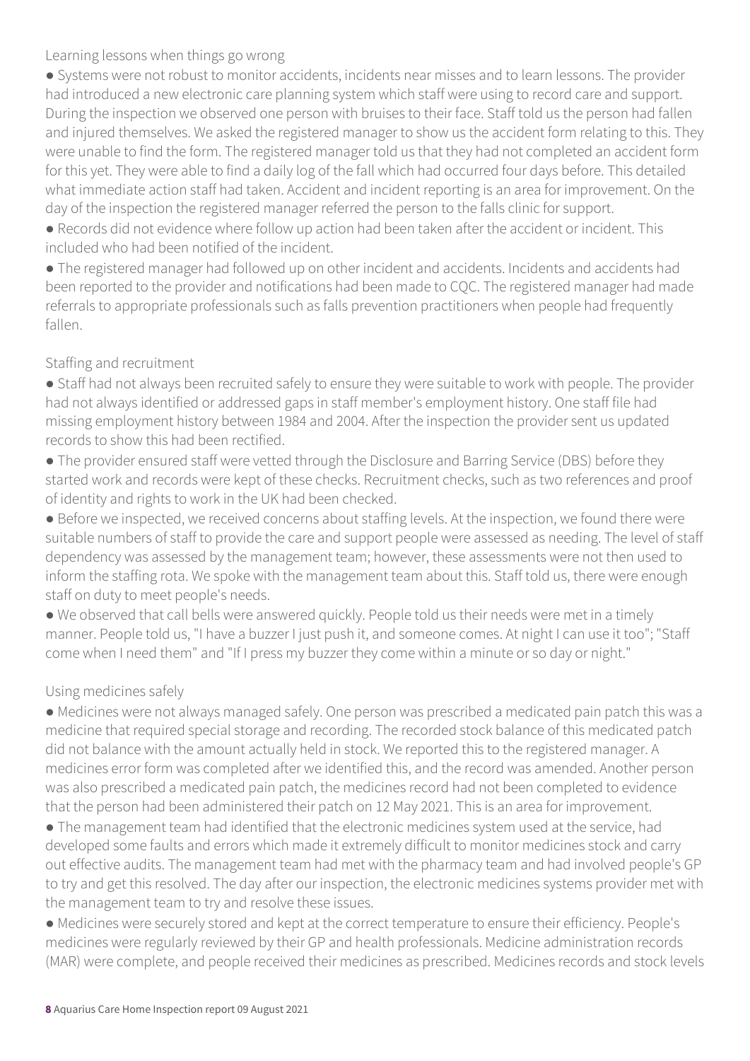Learning lessons when things go wrong

- Systems were not robust to monitor accidents, incidents near misses and to learn lessons. The provider had introduced a new electronic care planning system which staff were using to record care and support. During the inspection we observed one person with bruises to their face. Staff told us the person had fallen and injured themselves. We asked the registered manager to show us the accident form relating to this. They were unable to find the form. The registered manager told us that they had not completed an accident form for this yet. They were able to find a daily log of the fall which had occurred four days before. This detailed what immediate action staff had taken. Accident and incident reporting is an area for improvement. On the day of the inspection the registered manager referred the person to the falls clinic for support.
- Records did not evidence where follow up action had been taken after the accident or incident. This included who had been notified of the incident.
- The registered manager had followed up on other incident and accidents. Incidents and accidents had been reported to the provider and notifications had been made to CQC. The registered manager had made referrals to appropriate professionals such as falls prevention practitioners when people had frequently fallen.

Staffing and recruitment

- Staff had not always been recruited safely to ensure they were suitable to work with people. The provider had not always identified or addressed gaps in staff member's employment history. One staff file had missing employment history between 1984 and 2004. After the inspection the provider sent us updated records to show this had been rectified.
- The provider ensured staff were vetted through the Disclosure and Barring Service (DBS) before they started work and records were kept of these checks. Recruitment checks, such as two references and proof of identity and rights to work in the UK had been checked.
- Before we inspected, we received concerns about staffing levels. At the inspection, we found there were suitable numbers of staff to provide the care and support people were assessed as needing. The level of staff dependency was assessed by the management team; however, these assessments were not then used to inform the staffing rota. We spoke with the management team about this. Staff told us, there were enough staff on duty to meet people's needs.
- We observed that call bells were answered quickly. People told us their needs were met in a timely manner. People told us, "I have a buzzer I just push it, and someone comes. At night I can use it too"; "Staff come when I need them" and "If I press my buzzer they come within a minute or so day or night."

Using medicines safely

- Medicines were not always managed safely. One person was prescribed a medicated pain patch this was a medicine that required special storage and recording. The recorded stock balance of this medicated patch did not balance with the amount actually held in stock. We reported this to the registered manager. A medicines error form was completed after we identified this, and the record was amended. Another person was also prescribed a medicated pain patch, the medicines record had not been completed to evidence that the person had been administered their patch on 12 May 2021. This is an area for improvement.
- The management team had identified that the electronic medicines system used at the service, had developed some faults and errors which made it extremely difficult to monitor medicines stock and carry out effective audits. The management team had met with the pharmacy team and had involved people's GP to try and get this resolved. The day after our inspection, the electronic medicines systems provider met with the management team to try and resolve these issues.
- Medicines were securely stored and kept at the correct temperature to ensure their efficiency. People's medicines were regularly reviewed by their GP and health professionals. Medicine administration records (MAR) were complete, and people received their medicines as prescribed. Medicines records and stock levels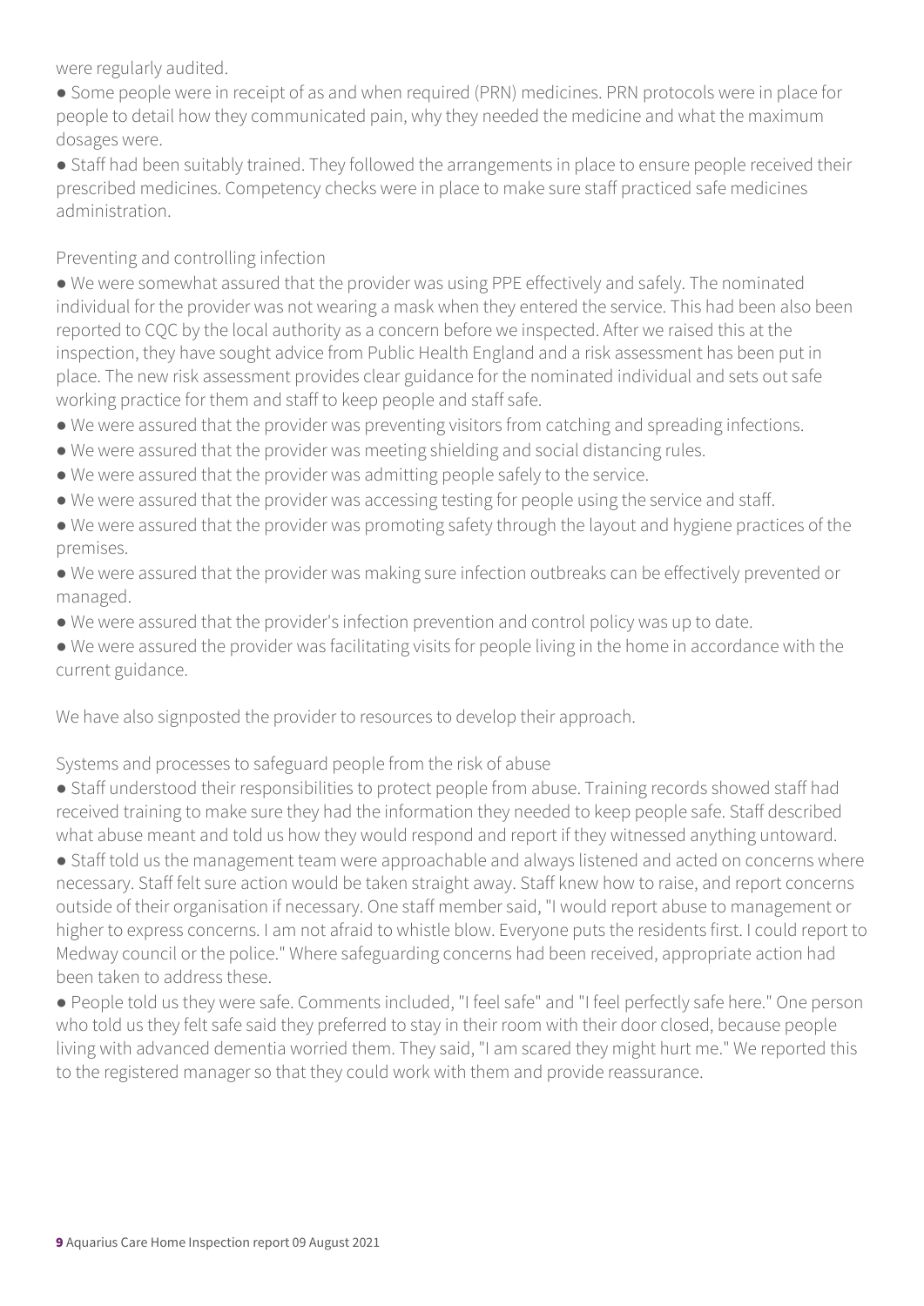were regularly audited.

- Some people were in receipt of as and when required (PRN) medicines. PRN protocols were in place for people to detail how they communicated pain, why they needed the medicine and what the maximum dosages were.
- Staff had been suitably trained. They followed the arrangements in place to ensure people received their prescribed medicines. Competency checks were in place to make sure staff practiced safe medicines administration.

Preventing and controlling infection

- We were somewhat assured that the provider was using PPE effectively and safely. The nominated individual for the provider was not wearing a mask when they entered the service. This had been also been reported to CQC by the local authority as a concern before we inspected. After we raised this at the inspection, they have sought advice from Public Health England and a risk assessment has been put in place. The new risk assessment provides clear guidance for the nominated individual and sets out safe working practice for them and staff to keep people and staff safe.
- We were assured that the provider was preventing visitors from catching and spreading infections.
- We were assured that the provider was meeting shielding and social distancing rules.
- We were assured that the provider was admitting people safely to the service.
- We were assured that the provider was accessing testing for people using the service and staff.
- We were assured that the provider was promoting safety through the layout and hygiene practices of the premises.
- We were assured that the provider was making sure infection outbreaks can be effectively prevented or managed.
- We were assured that the provider's infection prevention and control policy was up to date.
- We were assured the provider was facilitating visits for people living in the home in accordance with the current guidance.

We have also signposted the provider to resources to develop their approach.

Systems and processes to safeguard people from the risk of abuse

- Staff understood their responsibilities to protect people from abuse. Training records showed staff had received training to make sure they had the information they needed to keep people safe. Staff described what abuse meant and told us how they would respond and report if they witnessed anything untoward.
- Staff told us the management team were approachable and always listened and acted on concerns where necessary. Staff felt sure action would be taken straight away. Staff knew how to raise, and report concerns outside of their organisation if necessary. One staff member said, "I would report abuse to management or higher to express concerns. I am not afraid to whistle blow. Everyone puts the residents first. I could report to Medway council or the police." Where safeguarding concerns had been received, appropriate action had been taken to address these.
- People told us they were safe. Comments included, "I feel safe" and "I feel perfectly safe here." One person who told us they felt safe said they preferred to stay in their room with their door closed, because people living with advanced dementia worried them. They said, "I am scared they might hurt me." We reported this to the registered manager so that they could work with them and provide reassurance.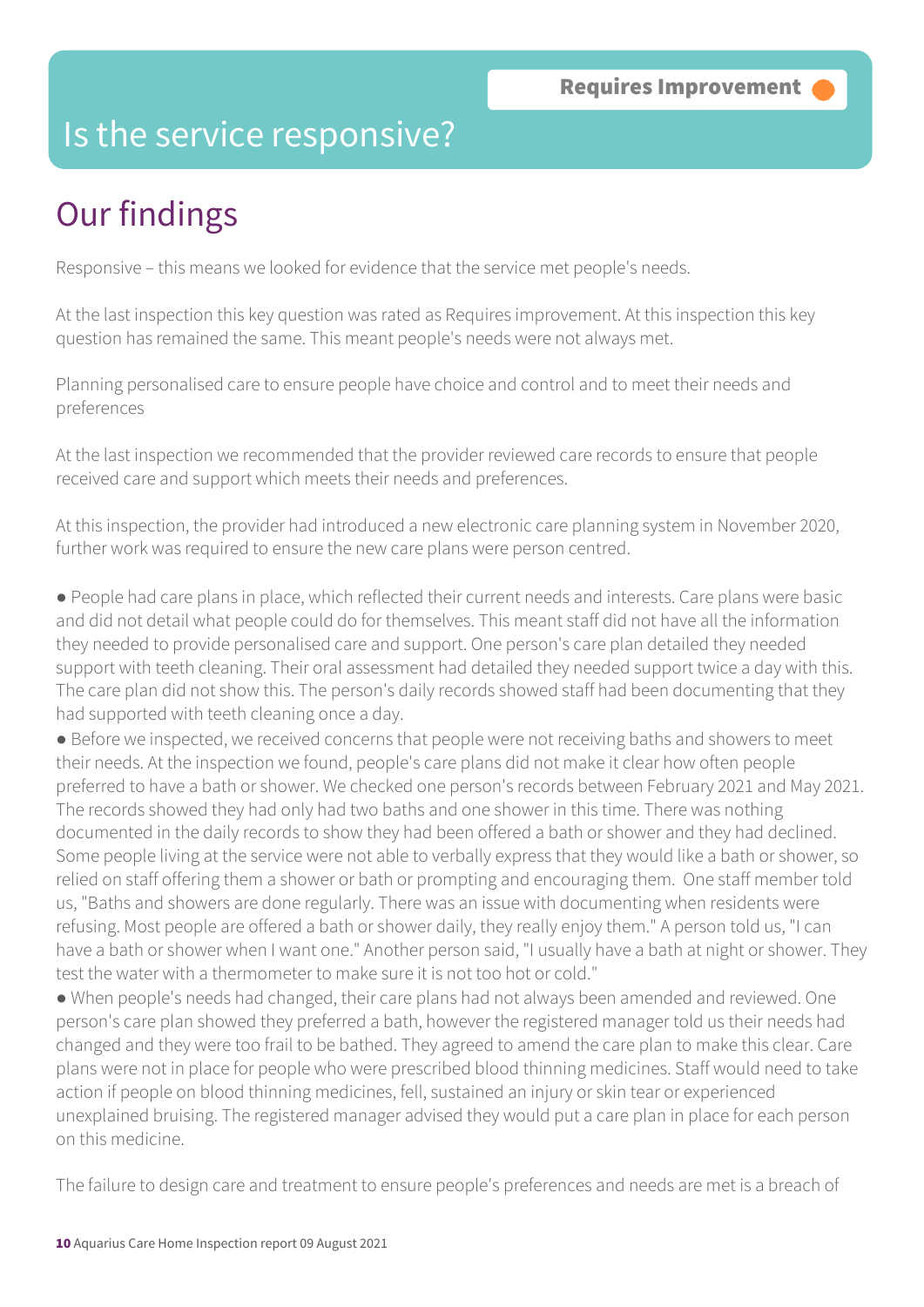**Requires Improvement**

# Is the service responsive?

## Our findings

Responsive – this means we looked for evidence that the service met people's needs.

At the last inspection this key question was rated as Requires improvement. At this inspection this key question has remained the same. This meant people's needs were not always met.

Planning personalised care to ensure people have choice and control and to meet their needs and preferences

At the last inspection we recommended that the provider reviewed care records to ensure that people received care and support which meets their needs and preferences.

At this inspection, the provider had introduced a new electronic care planning system in November 2020, further work was required to ensure the new care plans were person centred.

- People had care plans in place, which reflected their current needs and interests. Care plans were basic and did not detail what people could do for themselves. This meant staff did not have all the information they needed to provide personalised care and support. One person's care plan detailed they needed support with teeth cleaning. Their oral assessment had detailed they needed support twice a day with this. The care plan did not show this. The person's daily records showed staff had been documenting that they had supported with teeth cleaning once a day.
- Before we inspected, we received concerns that people were not receiving baths and showers to meet their needs. At the inspection we found, people's care plans did not make it clear how often people preferred to have a bath or shower. We checked one person's records between February 2021 and May 2021. The records showed they had only had two baths and one shower in this time. There was nothing documented in the daily records to show they had been offered a bath or shower and they had declined. Some people living at the service were not able to verbally express that they would like a bath or shower, so relied on staff offering them a shower or bath or prompting and encouraging them. One staff member told us, "Baths and showers are done regularly. There was an issue with documenting when residents were refusing. Most people are offered a bath or shower daily, they really enjoy them." A person told us, "I can have a bath or shower when I want one." Another person said, "I usually have a bath at night or shower. They test the water with a thermometer to make sure it is not too hot or cold."
- When people's needs had changed, their care plans had not always been amended and reviewed. One person's care plan showed they preferred a bath, however the registered manager told us their needs had changed and they were too frail to be bathed. They agreed to amend the care plan to make this clear. Care plans were not in place for people who were prescribed blood thinning medicines. Staff would need to take action if people on blood thinning medicines, fell, sustained an injury or skin tear or experienced unexplained bruising. The registered manager advised they would put a care plan in place for each person on this medicine.

The failure to design care and treatment to ensure people's preferences and needs are met is a breach of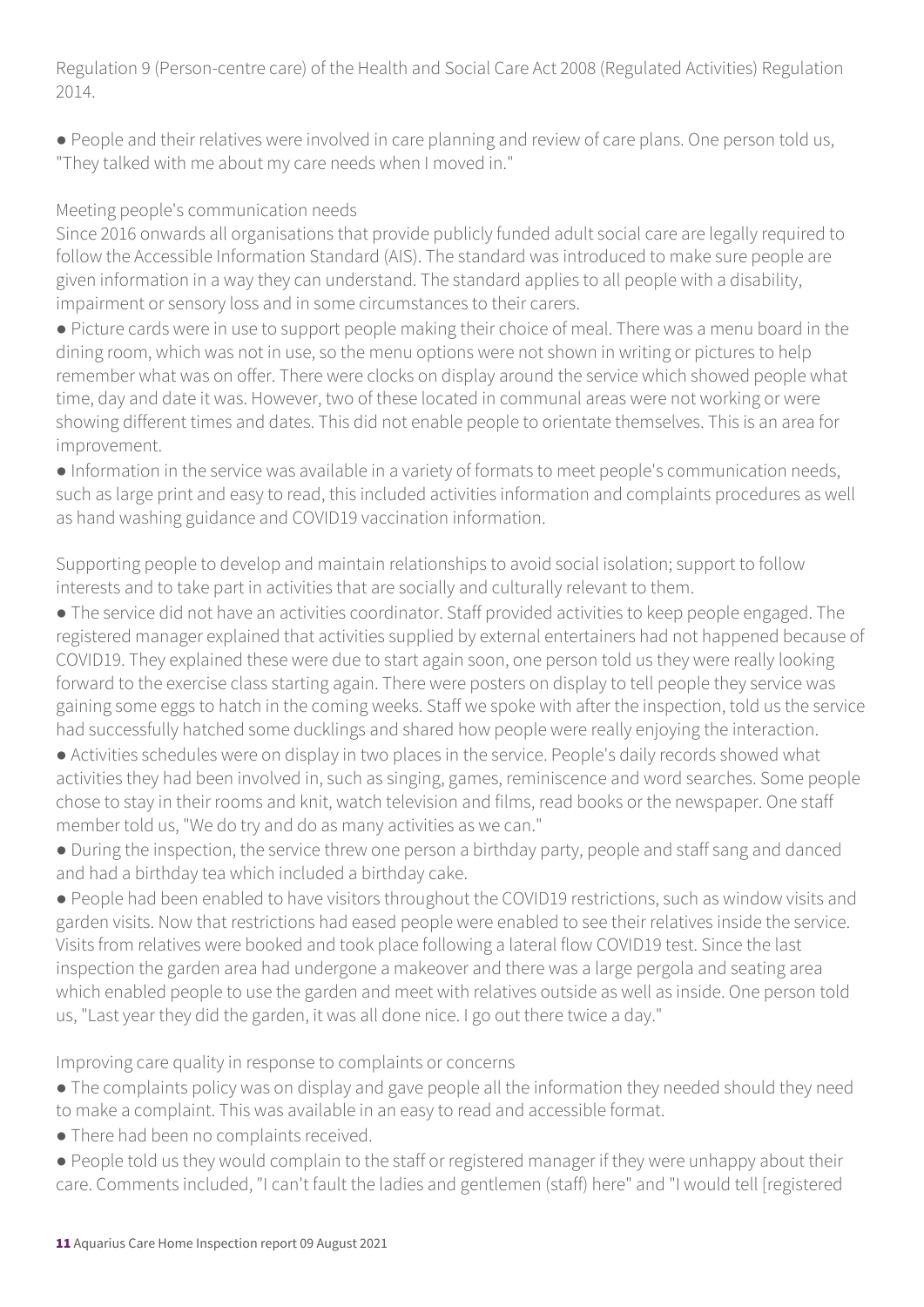Regulation 9 (Person-centre care) of the Health and Social Care Act 2008 (Regulated Activities) Regulation 2014.

● People and their relatives were involved in care planning and review of care plans. One person told us, "They talked with me about my care needs when I moved in."

Meeting people's communication needs

Since 2016 onwards all organisations that provide publicly funded adult social care are legally required to follow the Accessible Information Standard (AIS). The standard was introduced to make sure people are given information in a way they can understand. The standard applies to all people with a disability, impairment or sensory loss and in some circumstances to their carers.

● Picture cards were in use to support people making their choice of meal. There was a menu board in the dining room, which was not in use, so the menu options were not shown in writing or pictures to help remember what was on offer. There were clocks on display around the service which showed people what time, day and date it was. However, two of these located in communal areas were not working or were showing different times and dates. This did not enable people to orientate themselves. This is an area for improvement.

● Information in the service was available in a variety of formats to meet people's communication needs, such as large print and easy to read, this included activities information and complaints procedures as well as hand washing guidance and COVID19 vaccination information.

Supporting people to develop and maintain relationships to avoid social isolation; support to follow interests and to take part in activities that are socially and culturally relevant to them.

● The service did not have an activities coordinator. Staff provided activities to keep people engaged. The registered manager explained that activities supplied by external entertainers had not happened because of COVID19. They explained these were due to start again soon, one person told us they were really looking forward to the exercise class starting again. There were posters on display to tell people they service was gaining some eggs to hatch in the coming weeks. Staff we spoke with after the inspection, told us the service had successfully hatched some ducklings and shared how people were really enjoying the interaction.

● Activities schedules were on display in two places in the service. People's daily records showed what activities they had been involved in, such as singing, games, reminiscence and word searches. Some people chose to stay in their rooms and knit, watch television and films, read books or the newspaper. One staff member told us, "We do try and do as many activities as we can."

● During the inspection, the service threw one person a birthday party, people and staff sang and danced and had a birthday tea which included a birthday cake.

● People had been enabled to have visitors throughout the COVID19 restrictions, such as window visits and garden visits. Now that restrictions had eased people were enabled to see their relatives inside the service. Visits from relatives were booked and took place following a lateral flow COVID19 test. Since the last inspection the garden area had undergone a makeover and there was a large pergola and seating area which enabled people to use the garden and meet with relatives outside as well as inside. One person told us, "Last year they did the garden, it was all done nice. I go out there twice a day."

Improving care quality in response to complaints or concerns

● The complaints policy was on display and gave people all the information they needed should they need to make a complaint. This was available in an easy to read and accessible format.

● There had been no complaints received.

● People told us they would complain to the staff or registered manager if they were unhappy about their care. Comments included, "I can't fault the ladies and gentlemen (staff) here" and "I would tell [registered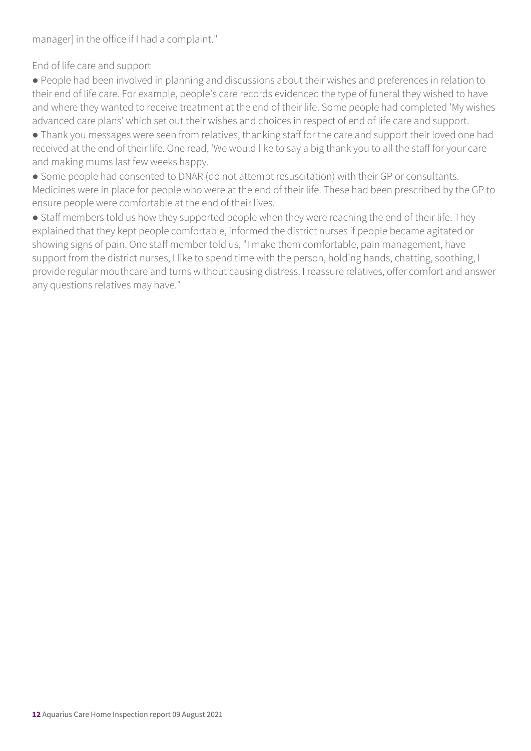manager] in the office if I had a complaint."

End of life care and support

- People had been involved in planning and discussions about their wishes and preferences in relation to their end of life care. For example, people's care records evidenced the type of funeral they wished to have and where they wanted to receive treatment at the end of their life. Some people had completed 'My wishes advanced care plans' which set out their wishes and choices in respect of end of life care and support.
- Thank you messages were seen from relatives, thanking staff for the care and support their loved one had received at the end of their life. One read, 'We would like to say a big thank you to all the staff for your care and making mums last few weeks happy.'
- Some people had consented to DNAR (do not attempt resuscitation) with their GP or consultants. Medicines were in place for people who were at the end of their life. These had been prescribed by the GP to ensure people were comfortable at the end of their lives.
- Staff members told us how they supported people when they were reaching the end of their life. They explained that they kept people comfortable, informed the district nurses if people became agitated or showing signs of pain. One staff member told us, "I make them comfortable, pain management, have support from the district nurses, I like to spend time with the person, holding hands, chatting, soothing, I provide regular mouthcare and turns without causing distress. I reassure relatives, offer comfort and answer any questions relatives may have."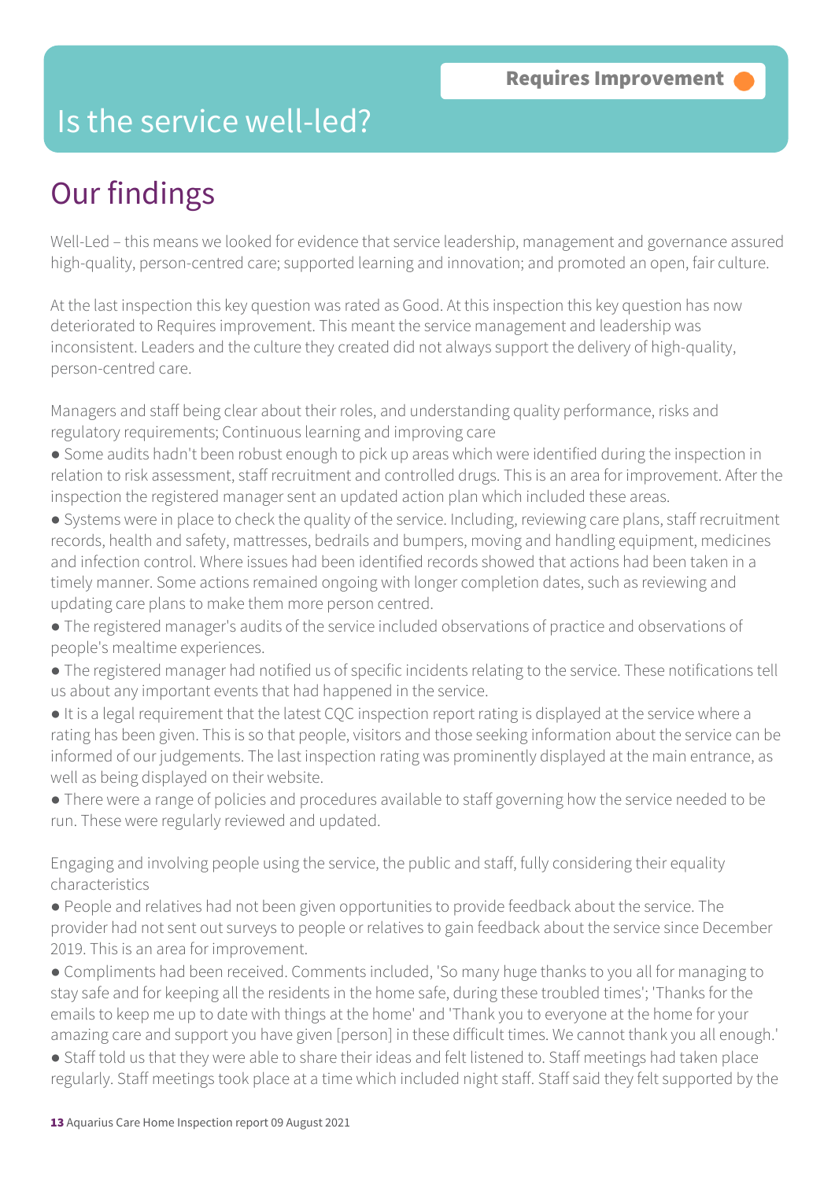**Requires Improvement**

# Is the service well-led?

## Our findings

Well-Led – this means we looked for evidence that service leadership, management and governance assured high-quality, person-centred care; supported learning and innovation; and promoted an open, fair culture.

At the last inspection this key question was rated as Good. At this inspection this key question has now deteriorated to Requires improvement. This meant the service management and leadership was inconsistent. Leaders and the culture they created did not always support the delivery of high-quality, person-centred care.

Managers and staff being clear about their roles, and understanding quality performance, risks and regulatory requirements; Continuous learning and improving care

- Some audits hadn't been robust enough to pick up areas which were identified during the inspection in relation to risk assessment, staff recruitment and controlled drugs. This is an area for improvement. After the inspection the registered manager sent an updated action plan which included these areas.
- Systems were in place to check the quality of the service. Including, reviewing care plans, staff recruitment records, health and safety, mattresses, bedrails and bumpers, moving and handling equipment, medicines and infection control. Where issues had been identified records showed that actions had been taken in a timely manner. Some actions remained ongoing with longer completion dates, such as reviewing and updating care plans to make them more person centred.
- The registered manager's audits of the service included observations of practice and observations of people's mealtime experiences.
- The registered manager had notified us of specific incidents relating to the service. These notifications tell us about any important events that had happened in the service.
- It is a legal requirement that the latest CQC inspection report rating is displayed at the service where a rating has been given. This is so that people, visitors and those seeking information about the service can be informed of our judgements. The last inspection rating was prominently displayed at the main entrance, as well as being displayed on their website.
- There were a range of policies and procedures available to staff governing how the service needed to be run. These were regularly reviewed and updated.

Engaging and involving people using the service, the public and staff, fully considering their equality characteristics

- People and relatives had not been given opportunities to provide feedback about the service. The provider had not sent out surveys to people or relatives to gain feedback about the service since December 2019. This is an area for improvement.
- Compliments had been received. Comments included, 'So many huge thanks to you all for managing to stay safe and for keeping all the residents in the home safe, during these troubled times'; 'Thanks for the emails to keep me up to date with things at the home' and 'Thank you to everyone at the home for your amazing care and support you have given [person] in these difficult times. We cannot thank you all enough.'
- Staff told us that they were able to share their ideas and felt listened to. Staff meetings had taken place regularly. Staff meetings took place at a time which included night staff. Staff said they felt supported by the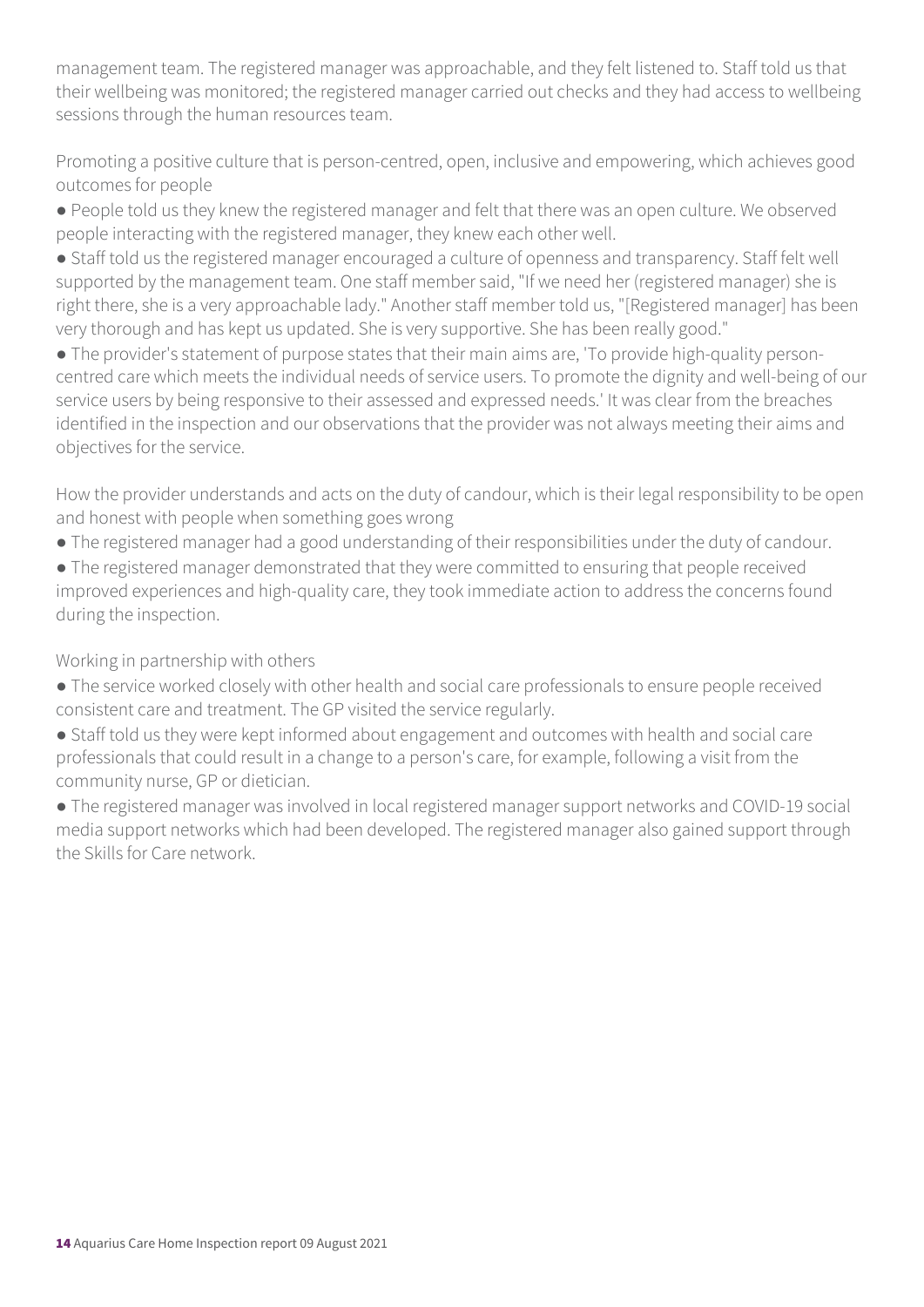management team. The registered manager was approachable, and they felt listened to. Staff told us that their wellbeing was monitored; the registered manager carried out checks and they had access to wellbeing sessions through the human resources team.

Promoting a positive culture that is person-centred, open, inclusive and empowering, which achieves good outcomes for people

- People told us they knew the registered manager and felt that there was an open culture. We observed people interacting with the registered manager, they knew each other well.
- Staff told us the registered manager encouraged a culture of openness and transparency. Staff felt well supported by the management team. One staff member said, "If we need her (registered manager) she is right there, she is a very approachable lady." Another staff member told us, "[Registered manager] has been very thorough and has kept us updated. She is very supportive. She has been really good."
- The provider's statement of purpose states that their main aims are, 'To provide high-quality person-centred care which meets the individual needs of service users. To promote the dignity and well-being of our service users by being responsive to their assessed and expressed needs.' It was clear from the breaches identified in the inspection and our observations that the provider was not always meeting their aims and objectives for the service.

How the provider understands and acts on the duty of candour, which is their legal responsibility to be open and honest with people when something goes wrong

- The registered manager had a good understanding of their responsibilities under the duty of candour.
- The registered manager demonstrated that they were committed to ensuring that people received improved experiences and high-quality care, they took immediate action to address the concerns found during the inspection.

Working in partnership with others

- The service worked closely with other health and social care professionals to ensure people received consistent care and treatment. The GP visited the service regularly.
- Staff told us they were kept informed about engagement and outcomes with health and social care professionals that could result in a change to a person's care, for example, following a visit from the community nurse, GP or dietician.
- The registered manager was involved in local registered manager support networks and COVID-19 social media support networks which had been developed. The registered manager also gained support through the Skills for Care network.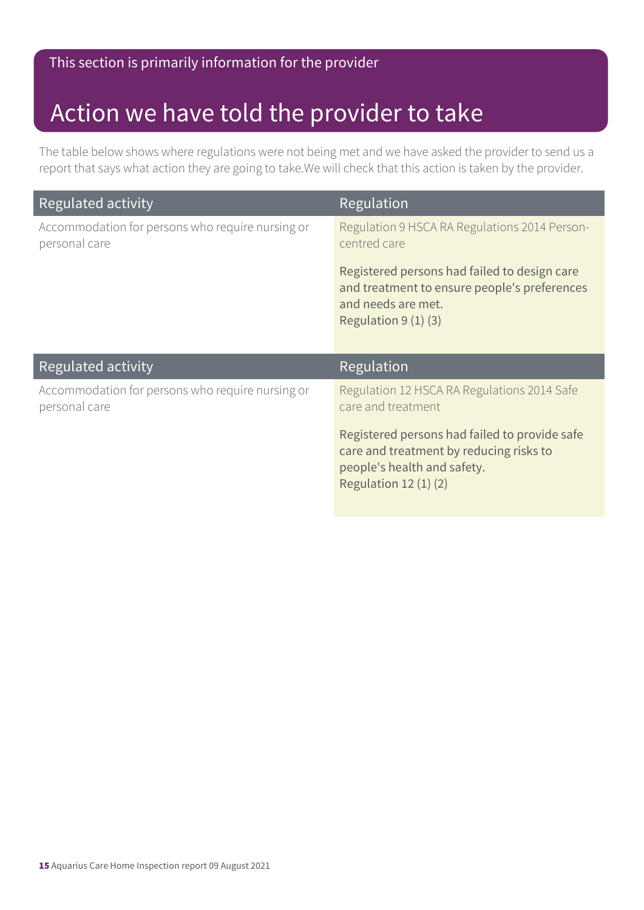This section is primarily information for the provider

# Action we have told the provider to take

The table below shows where regulations were not being met and we have asked the provider to send us a report that says what action they are going to take.We will check that this action is taken by the provider.

| Regulated activity | Regulation |
| --- | --- |
| Accommodation for persons who require nursing or personal care | Regulation 9 HSCA RA Regulations 2014 Person-centred care<br><br>Registered persons had failed to design care and treatment to ensure people's preferences and needs are met.<br>Regulation 9 (1) (3) |

| Regulated activity | Regulation |
| --- | --- |
| Accommodation for persons who require nursing or personal care | Regulation 12 HSCA RA Regulations 2014 Safe care and treatment<br><br>Registered persons had failed to provide safe care and treatment by reducing risks to people's health and safety.<br>Regulation 12 (1) (2) |